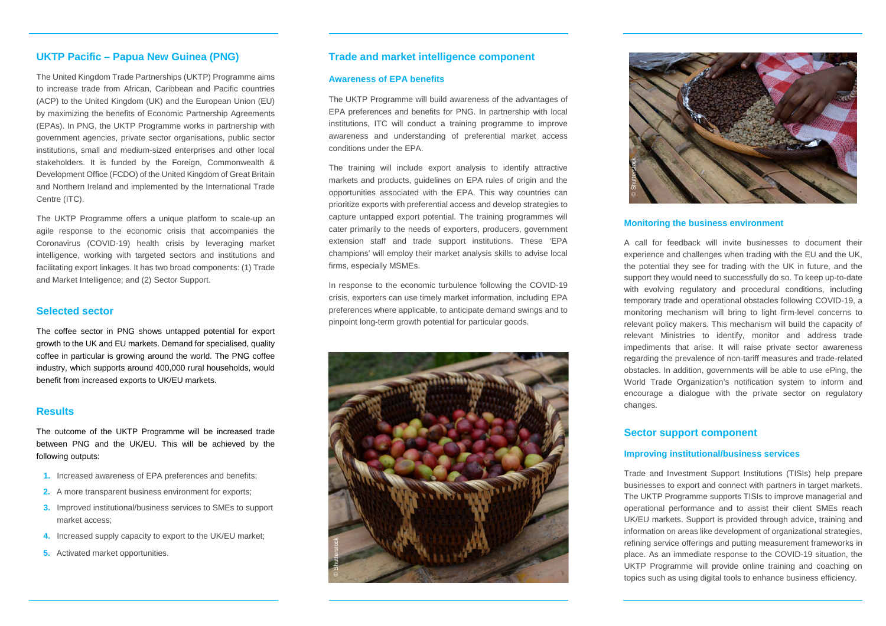## UKTP Pacific – Papua New Guinea (PNG)

The United Kingdom Trade Partnerships (UKTP) Programme aims to increase trade from African, Caribbean and Pacific countries (ACP) to the United Kingdom (UK) and the European Union (EU) by maximizing the benefits of Economic Partnership Agreements (EPAs). In PNG, the UKTP Programme works in partnership with government agencies, private sector organisations, public sector institutions, small and medium-sized enterprises and other local stakeholders. It is funded by the Foreign, Commonwealth & Development Office (FCDO) of the United Kingdom of Great Britain and Northern Ireland and implemented by the International Trade Centre (ITC).

The UKTP Programme offers a unique platform to scale-up an agile response to the economic crisis that accompanies the Coronavirus (COVID-19) health crisis by leveraging market intelligence, working with targeted sectors and institutions and facilitating export linkages. It has two broad components: (1) Trade and Market Intelligence; and (2) Sector Support.

## Selected sector

The coffee sector in PNG shows untapped potential for export growth to the UK and EU markets. Demand for specialised, quality coffee in particular is growing around the world. The PNG coffee industry, which supports around 400,000 rural households, would benefit from increased exports to UK/EU markets.

## Results

The outcome of the UKTP Programme will be increased trade between PNG and the UK/EU. This will be achieved by the following outputs:

1. Increased awareness of EPA preferences and benefits;
2. A more transparent business environment for exports;
3. Improved institutional/business services to SMEs to support market access;
4. Increased supply capacity to export to the UK/EU market;
5. Activated market opportunities.

## Trade and market intelligence component

### Awareness of EPA benefits

The UKTP Programme will build awareness of the advantages of EPA preferences and benefits for PNG. In partnership with local institutions, ITC will conduct a training programme to improve awareness and understanding of preferential market access conditions under the EPA.

The training will include export analysis to identify attractive markets and products, guidelines on EPA rules of origin and the opportunities associated with the EPA. This way countries can prioritize exports with preferential access and develop strategies to capture untapped export potential. The training programmes will cater primarily to the needs of exporters, producers, government extension staff and trade support institutions. These 'EPA champions' will employ their market analysis skills to advise local firms, especially MSMEs.

In response to the economic turbulence following the COVID-19 crisis, exporters can use timely market information, including EPA preferences where applicable, to anticipate demand swings and to pinpoint long-term growth potential for particular goods.

© Shutterstock

© Shutterstock

### Monitoring the business environment

A call for feedback will invite businesses to document their experience and challenges when trading with the EU and the UK, the potential they see for trading with the UK in future, and the support they would need to successfully do so. To keep up-to-date with evolving regulatory and procedural conditions, including temporary trade and operational obstacles following COVID-19, a monitoring mechanism will bring to light firm-level concerns to relevant policy makers. This mechanism will build the capacity of relevant Ministries to identify, monitor and address trade impediments that arise. It will raise private sector awareness regarding the prevalence of non-tariff measures and trade-related obstacles. In addition, governments will be able to use ePing, the World Trade Organization's notification system to inform and encourage a dialogue with the private sector on regulatory changes.

## Sector support component

### Improving institutional/business services

Trade and Investment Support Institutions (TISIs) help prepare businesses to export and connect with partners in target markets. The UKTP Programme supports TISIs to improve managerial and operational performance and to assist their client SMEs reach UK/EU markets. Support is provided through advice, training and information on areas like development of organizational strategies, refining service offerings and putting measurement frameworks in place. As an immediate response to the COVID-19 situation, the UKTP Programme will provide online training and coaching on topics such as using digital tools to enhance business efficiency.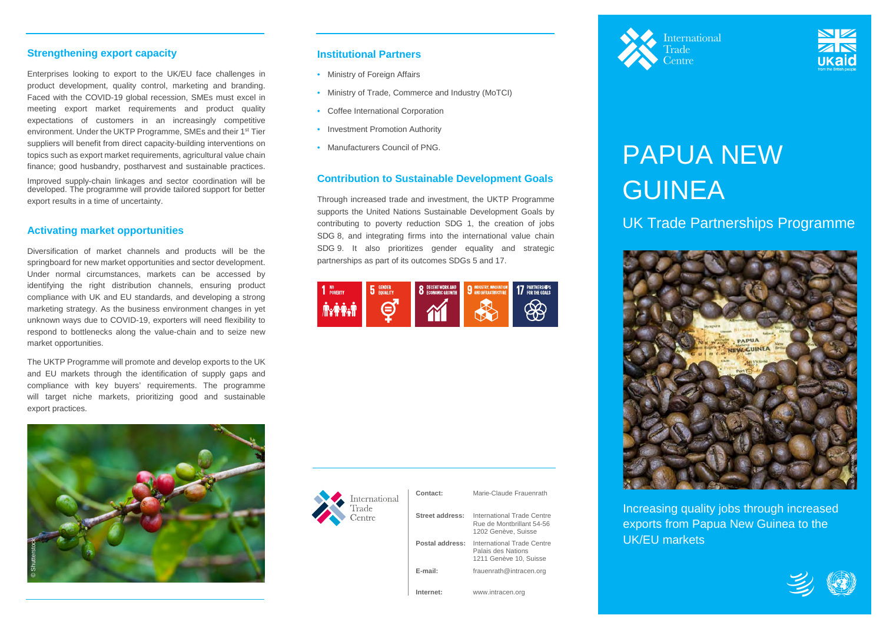## Strengthening export capacity

Enterprises looking to export to the UK/EU face challenges in product development, quality control, marketing and branding. Faced with the COVID-19 global recession, SMEs must excel in meeting export market requirements and product quality expectations of customers in an increasingly competitive environment. Under the UKTP Programme, SMEs and their 1st Tier suppliers will benefit from direct capacity-building interventions on topics such as export market requirements, agricultural value chain finance; good husbandry, postharvest and sustainable practices.

Improved supply-chain linkages and sector coordination will be developed. The programme will provide tailored support for better export results in a time of uncertainty.

## Activating market opportunities

Diversification of market channels and products will be the springboard for new market opportunities and sector development. Under normal circumstances, markets can be accessed by identifying the right distribution channels, ensuring product compliance with UK and EU standards, and developing a strong marketing strategy. As the business environment changes in yet unknown ways due to COVID-19, exporters will need flexibility to respond to bottlenecks along the value-chain and to seize new market opportunities.

The UKTP Programme will promote and develop exports to the UK and EU markets through the identification of supply gaps and compliance with key buyers' requirements. The programme will target niche markets, prioritizing good and sustainable export practices.

© Shutterstock

## Institutional Partners

- Ministry of Foreign Affairs
- Ministry of Trade, Commerce and Industry (MoTCI)
- Coffee International Corporation
- Investment Promotion Authority
- Manufacturers Council of PNG.

## Contribution to Sustainable Development Goals

Through increased trade and investment, the UKTP Programme supports the United Nations Sustainable Development Goals by contributing to poverty reduction SDG 1, the creation of jobs SDG 8, and integrating firms into the international value chain SDG 9. It also prioritizes gender equality and strategic partnerships as part of its outcomes SDGs 5 and 17.

1 NO POVERTY
5 GENDER EQUALITY
8 DECENT WORK AND ECONOMIC GROWTH
9 INDUSTRY, INNOVATION AND INFRASTRUCTURE
17 PARTNERSHIPS FOR THE GOALS

International Trade Centre

| | |
|---|---|
| **Contact:** | Marie-Claude Frauenrath |
| **Street address:** | International Trade Centre<br>Rue de Montbrillant 54-56<br>1202 Genève, Suisse |
| **Postal address:** | International Trade Centre<br>Palais des Nations<br>1211 Genève 10, Suisse |
| **E-mail:** | frauenrath@intracen.org |
| **Internet:** | www.intracen.org |

International Trade Centre

UKaid from the British people

# PAPUA NEW GUINEA

## UK Trade Partnerships Programme

© Shutterstock

Increasing quality jobs through increased exports from Papua New Guinea to the UK/EU markets